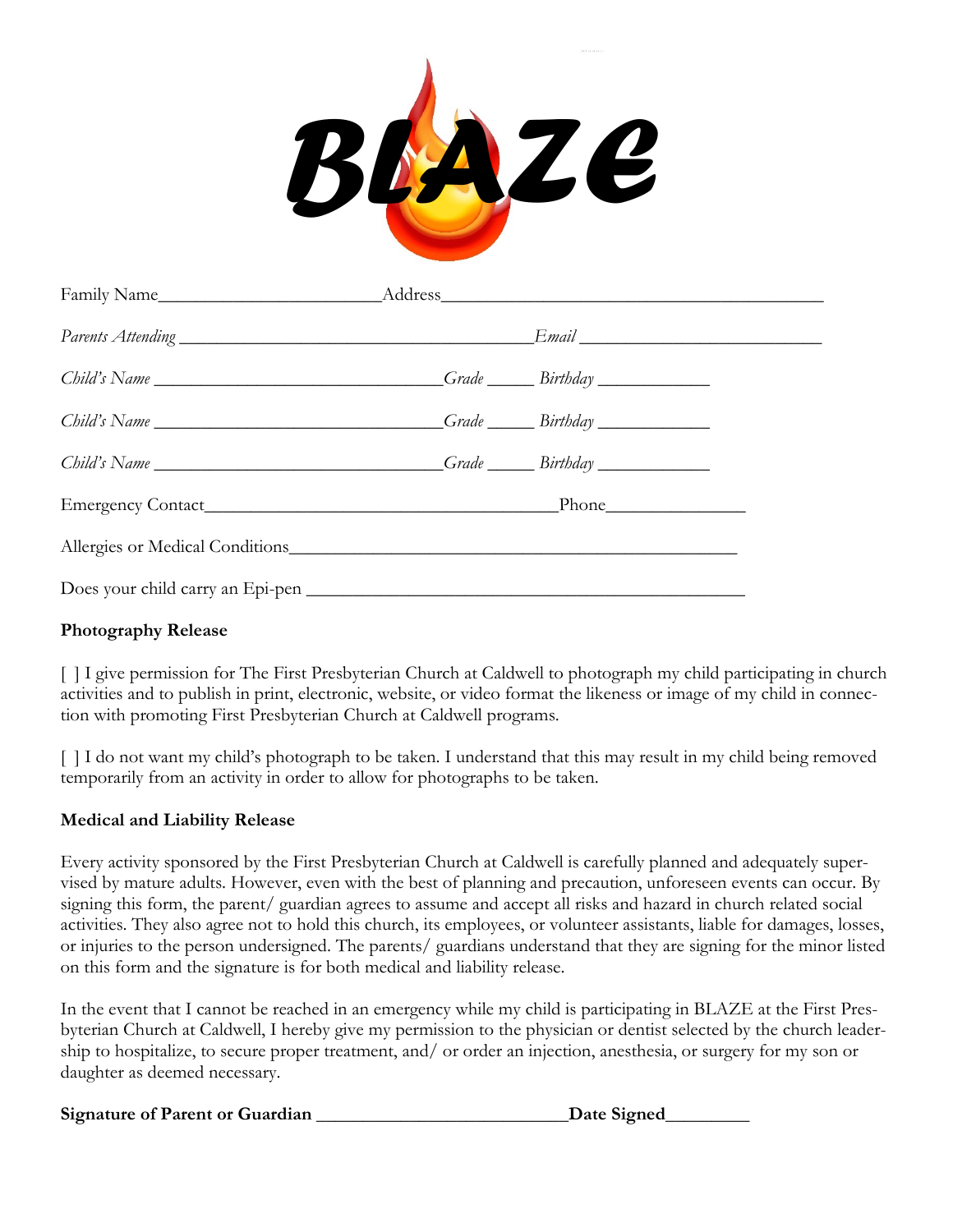# BLAZE

Family Name________________________Address___________________________________________

*Parents Attending* ______________________________________*Email* ___________________________

*Child's Name* ________________________________*Grade* _____ *Birthday* ____________

*Child's Name* ________________________________*Grade* _____ *Birthday* ____________

*Child's Name* ________________________________*Grade* _____ *Birthday* ____________

Emergency Contact_______________________________________Phone_______________

Allergies or Medical Conditions__________________________________________________

Does your child carry an Epi-pen _________________________________________________

**Photography Release**

[ ] I give permission for The First Presbyterian Church at Caldwell to photograph my child participating in church activities and to publish in print, electronic, website, or video format the likeness or image of my child in connection with promoting First Presbyterian Church at Caldwell programs.

[ ] I do not want my child's photograph to be taken. I understand that this may result in my child being removed temporarily from an activity in order to allow for photographs to be taken.

**Medical and Liability Release**

Every activity sponsored by the First Presbyterian Church at Caldwell is carefully planned and adequately supervised by mature adults. However, even with the best of planning and precaution, unforeseen events can occur. By signing this form, the parent/ guardian agrees to assume and accept all risks and hazard in church related social activities. They also agree not to hold this church, its employees, or volunteer assistants, liable for damages, losses, or injuries to the person undersigned. The parents/ guardians understand that they are signing for the minor listed on this form and the signature is for both medical and liability release.

In the event that I cannot be reached in an emergency while my child is participating in BLAZE at the First Presbyterian Church at Caldwell, I hereby give my permission to the physician or dentist selected by the church leadership to hospitalize, to secure proper treatment, and/ or order an injection, anesthesia, or surgery for my son or daughter as deemed necessary.

**Signature of Parent or Guardian** ___________________________**Date Signed**_________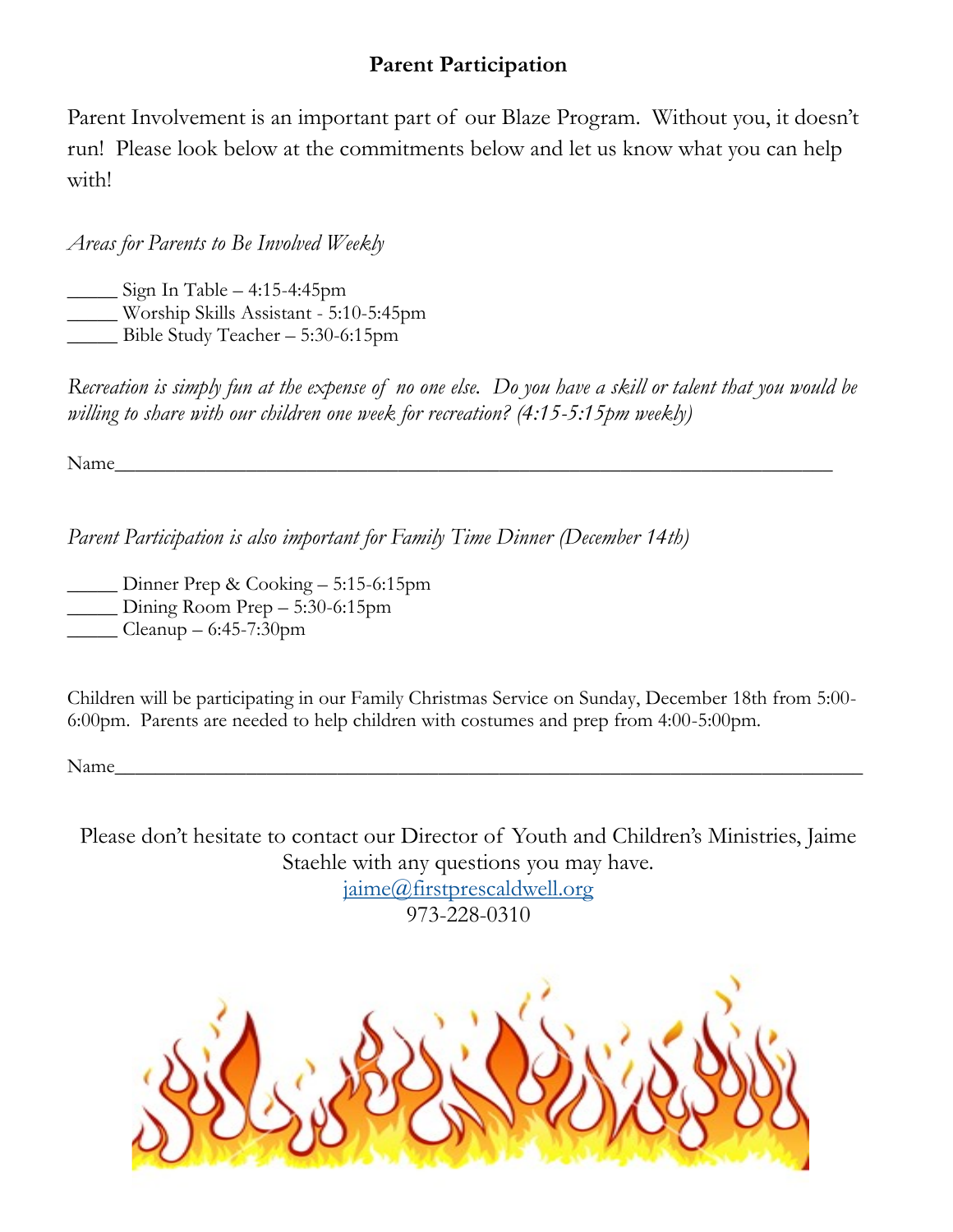## Parent Participation

Parent Involvement is an important part of our Blaze Program. Without you, it doesn't run! Please look below at the commitments below and let us know what you can help with!

*Areas for Parents to Be Involved Weekly*

_____ Sign In Table – 4:15-4:45pm
_____ Worship Skills Assistant - 5:10-5:45pm
_____ Bible Study Teacher – 5:30-6:15pm

*Recreation is simply fun at the expense of no one else. Do you have a skill or talent that you would be willing to share with our children one week for recreation? (4:15-5:15pm weekly)*

Name_______________________________________________________________________

*Parent Participation is also important for Family Time Dinner (December 14th)*

_____ Dinner Prep & Cooking – 5:15-6:15pm
_____ Dining Room Prep – 5:30-6:15pm
_____ Cleanup – 6:45-7:30pm

Children will be participating in our Family Christmas Service on Sunday, December 18th from 5:00-6:00pm. Parents are needed to help children with costumes and prep from 4:00-5:00pm.

Name_______________________________________________________________________

Please don't hesitate to contact our Director of Youth and Children's Ministries, Jaime Staehle with any questions you may have.
jaime@firstprescaldwell.org
973-228-0310